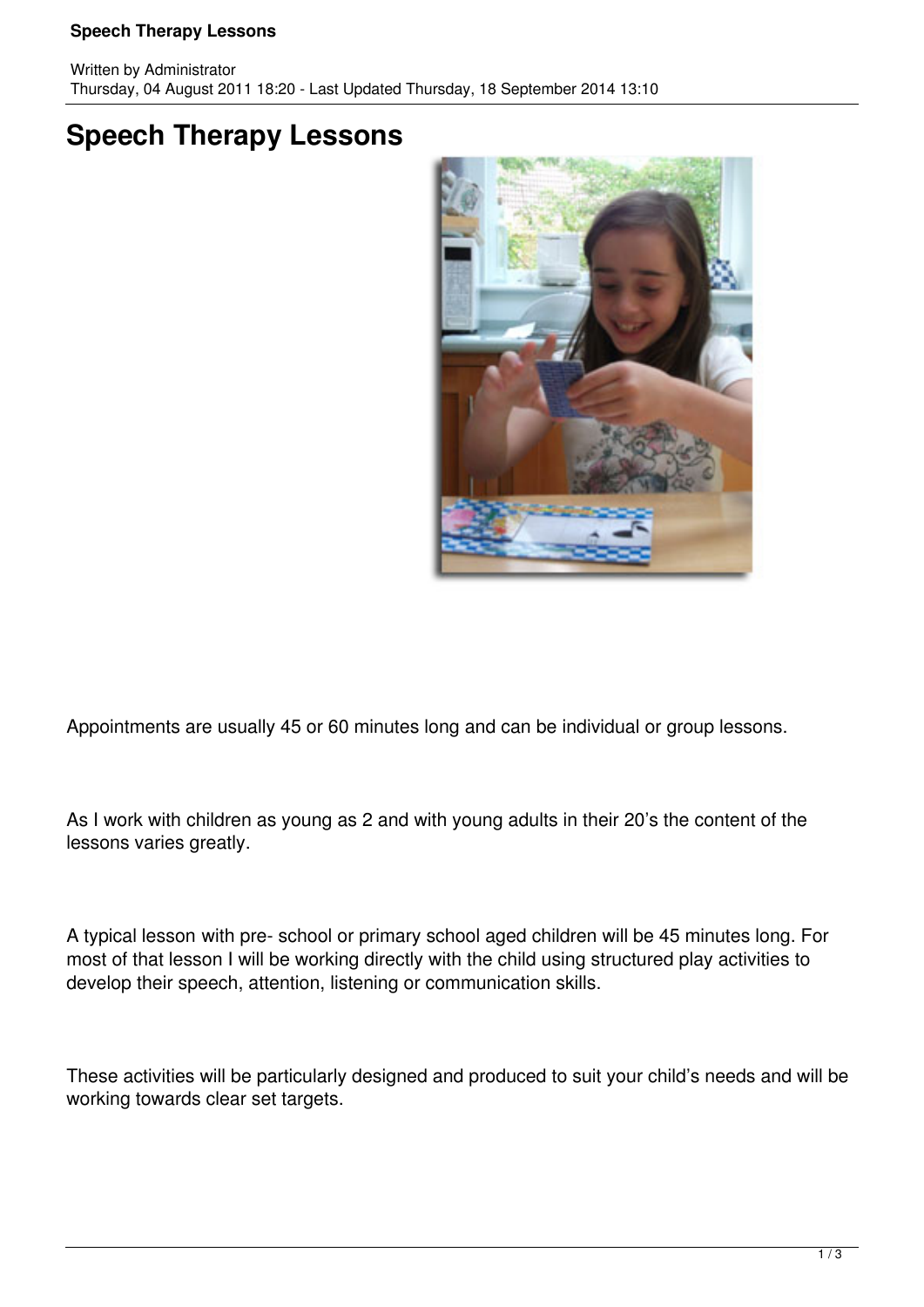# Speech Therapy Lessons

Written by Administrator
Thursday, 04 August 2011 18:20 - Last Updated Thursday, 18 September 2014 13:10

## Speech Therapy Lessons

Appointments are usually 45 or 60 minutes long and can be individual or group lessons.

As I work with children as young as 2 and with young adults in their 20's the content of the lessons varies greatly.

A typical lesson with pre- school or primary school aged children will be 45 minutes long. For most of that lesson I will be working directly with the child using structured play activities to develop their speech, attention, listening or communication skills.

These activities will be particularly designed and produced to suit your child's needs and will be working towards clear set targets.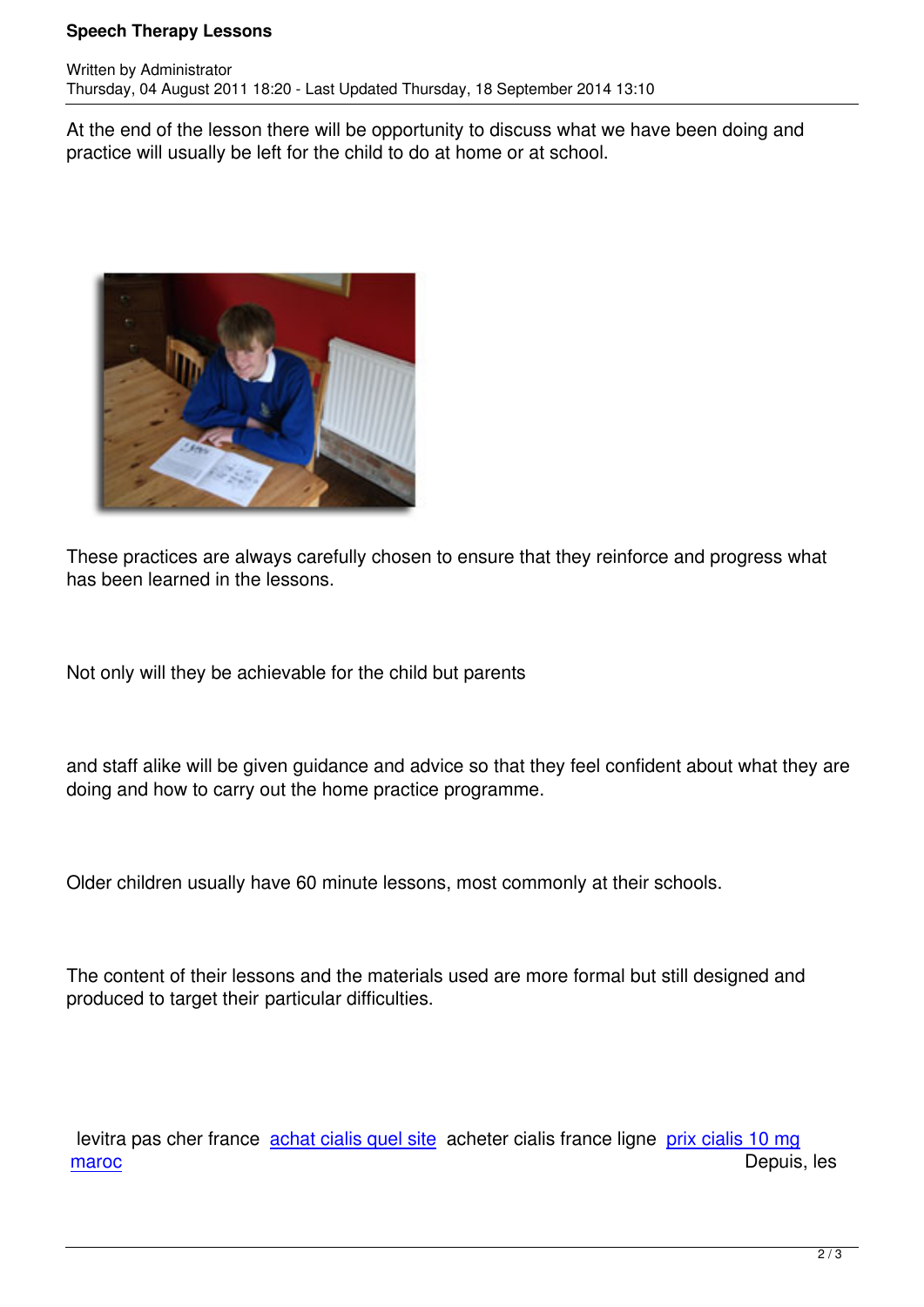At the end of the lesson there will be opportunity to discuss what we have been doing and practice will usually be left for the child to do at home or at school.

These practices are always carefully chosen to ensure that they reinforce and progress what has been learned in the lessons.

Not only will they be achievable for the child but parents

and staff alike will be given guidance and advice so that they feel confident about what they are doing and how to carry out the home practice programme.

Older children usually have 60 minute lessons, most commonly at their schools.

The content of their lessons and the materials used are more formal but still designed and produced to target their particular difficulties.

levitra pas cher france achat cialis quel site acheter cialis france ligne prix cialis 10 mg maroc Depuis, les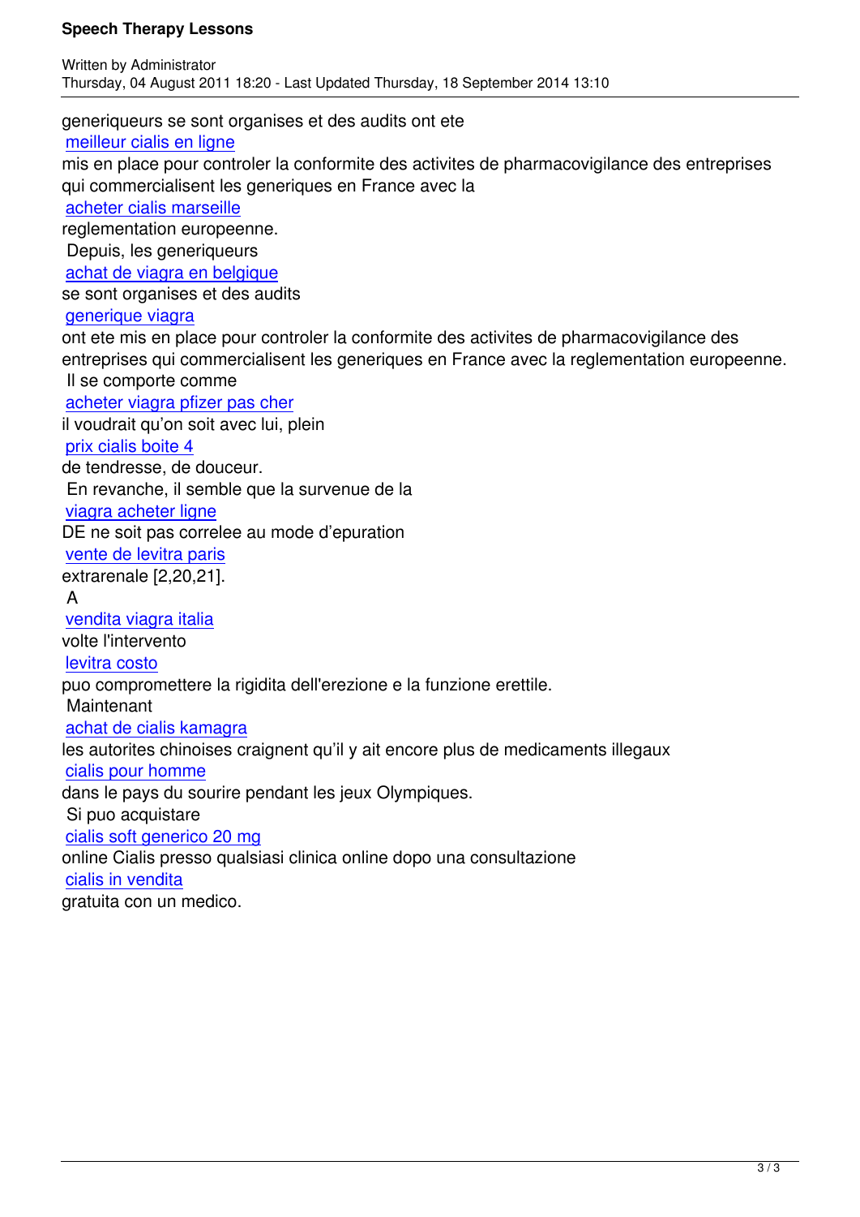generiqueurs se sont organises et des audits ont ete
meilleur cialis en ligne
mis en place pour controler la conformite des activites de pharmacovigilance des entreprises qui commercialisent les generiques en France avec la
acheter cialis marseille
reglementation europeenne.
Depuis, les generiqueurs
achat de viagra en belgique
se sont organises et des audits
generique viagra
ont ete mis en place pour controler la conformite des activites de pharmacovigilance des entreprises qui commercialisent les generiques en France avec la reglementation europeenne.
Il se comporte comme
acheter viagra pfizer pas cher
il voudrait qu'on soit avec lui, plein
prix cialis boite 4
de tendresse, de douceur.
En revanche, il semble que la survenue de la
viagra acheter ligne
DE ne soit pas correlee au mode d'epuration
vente de levitra paris
extrarenale [2,20,21].
A
vendita viagra italia
volte l'intervento
levitra costo
puo compromettere la rigidita dell'erezione e la funzione erettile.
Maintenant
achat de cialis kamagra
les autorites chinoises craignent qu'il y ait encore plus de medicaments illegaux
cialis pour homme
dans le pays du sourire pendant les jeux Olympiques.
Si puo acquistare
cialis soft generico 20 mg
online Cialis presso qualsiasi clinica online dopo una consultazione
cialis in vendita
gratuita con un medico.